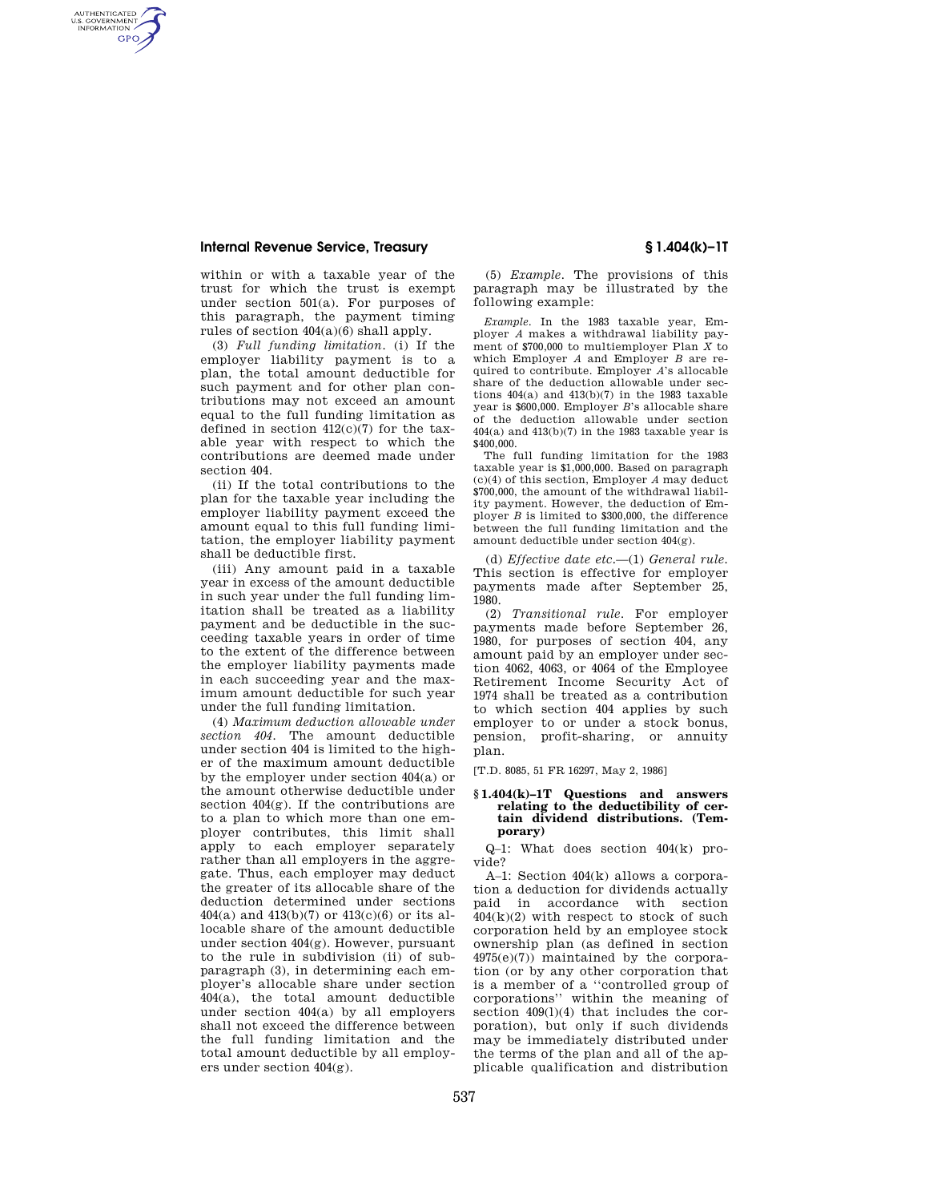within or with a taxable year of the trust for which the trust is exempt under section 501(a). For purposes of this paragraph, the payment timing rules of section 404(a)(6) shall apply.

(3) *Full funding limitation.* (i) If the employer liability payment is to a plan, the total amount deductible for such payment and for other plan contributions may not exceed an amount equal to the full funding limitation as defined in section 412(c)(7) for the taxable year with respect to which the contributions are deemed made under section 404.

(ii) If the total contributions to the plan for the taxable year including the employer liability payment exceed the amount equal to this full funding limitation, the employer liability payment shall be deductible first.

(iii) Any amount paid in a taxable year in excess of the amount deductible in such year under the full funding limitation shall be treated as a liability payment and be deductible in the succeeding taxable years in order of time to the extent of the difference between the employer liability payments made in each succeeding year and the maximum amount deductible for such year under the full funding limitation.

(4) *Maximum deduction allowable under section 404.* The amount deductible under section 404 is limited to the higher of the maximum amount deductible by the employer under section 404(a) or the amount otherwise deductible under section 404(g). If the contributions are to a plan to which more than one employer contributes, this limit shall apply to each employer separately rather than all employers in the aggregate. Thus, each employer may deduct the greater of its allocable share of the deduction determined under sections 404(a) and 413(b)(7) or 413(c)(6) or its allocable share of the amount deductible under section 404(g). However, pursuant to the rule in subdivision (ii) of subparagraph (3), in determining each employer's allocable share under section 404(a), the total amount deductible under section 404(a) by all employers shall not exceed the difference between the full funding limitation and the total amount deductible by all employers under section 404(g).

(5) *Example.* The provisions of this paragraph may be illustrated by the following example:

*Example.* In the 1983 taxable year, Employer *A* makes a withdrawal liability payment of $700,000 to multiemployer Plan *X* to which Employer *A* and Employer *B* are required to contribute. Employer *A*'s allocable share of the deduction allowable under sections 404(a) and 413(b)(7) in the 1983 taxable year is $600,000. Employer *B*'s allocable share of the deduction allowable under section 404(a) and 413(b)(7) in the 1983 taxable year is $400,000.

The full funding limitation for the 1983 taxable year is $1,000,000. Based on paragraph (c)(4) of this section, Employer *A* may deduct $700,000, the amount of the withdrawal liability payment. However, the deduction of Employer *B* is limited to $300,000, the difference between the full funding limitation and the amount deductible under section 404(g).

(d) *Effective date etc.*—(1) *General rule.* This section is effective for employer payments made after September 25, 1980.

(2) *Transitional rule.* For employer payments made before September 26, 1980, for purposes of section 404, any amount paid by an employer under section 4062, 4063, or 4064 of the Employee Retirement Income Security Act of 1974 shall be treated as a contribution to which section 404 applies by such employer to or under a stock bonus, pension, profit-sharing, or annuity plan.

[T.D. 8085, 51 FR 16297, May 2, 1986]

### § 1.404(k)–1T Questions and answers relating to the deductibility of certain dividend distributions. (Temporary)

Q–1: What does section 404(k) provide?

A–1: Section 404(k) allows a corporation a deduction for dividends actually paid in accordance with section 404(k)(2) with respect to stock of such corporation held by an employee stock ownership plan (as defined in section 4975(e)(7)) maintained by the corporation (or by any other corporation that is a member of a ''controlled group of corporations'' within the meaning of section 409(l)(4) that includes the corporation), but only if such dividends may be immediately distributed under the terms of the plan and all of the applicable qualification and distribution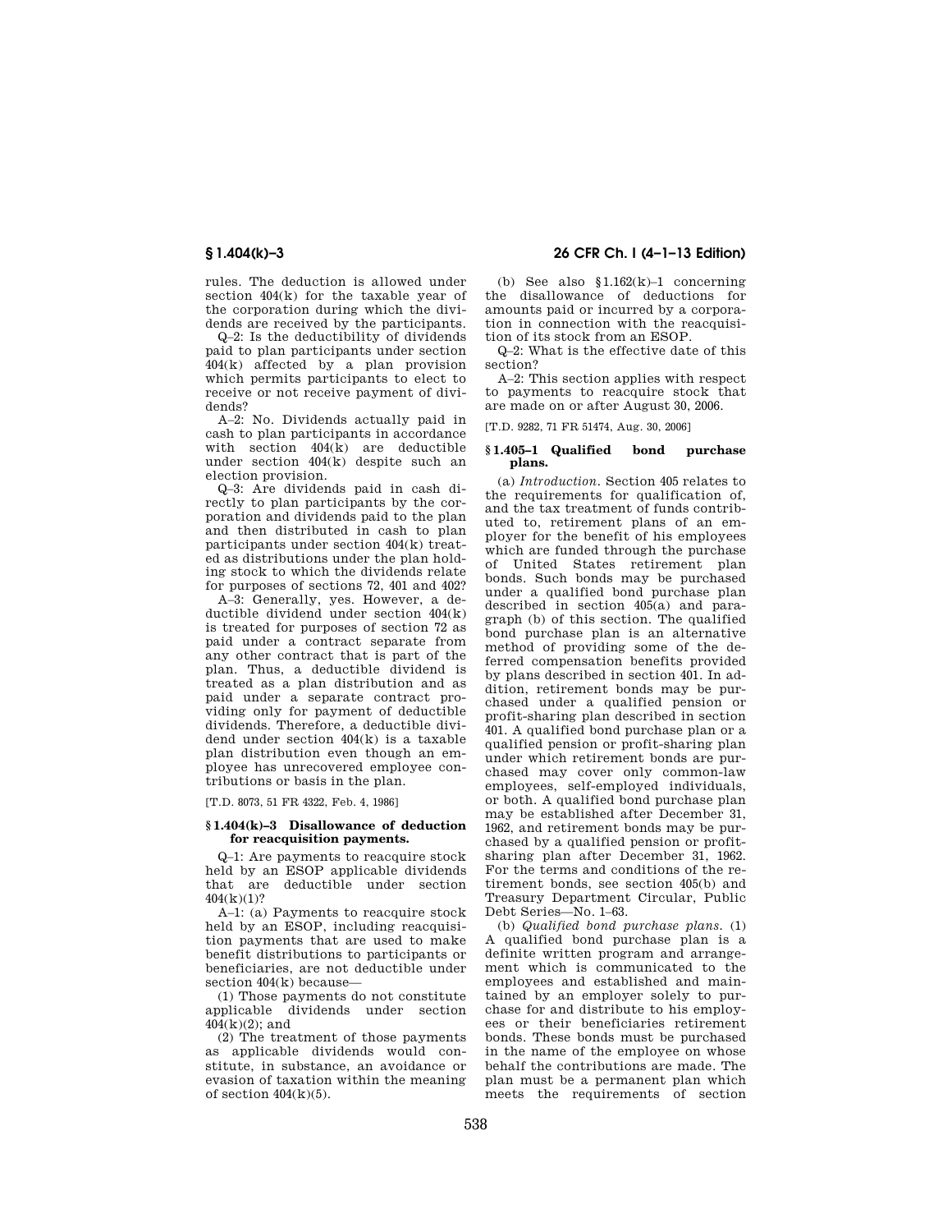rules. The deduction is allowed under section 404(k) for the taxable year of the corporation during which the dividends are received by the participants.

Q–2: Is the deductibility of dividends paid to plan participants under section 404(k) affected by a plan provision which permits participants to elect to receive or not receive payment of dividends?

A–2: No. Dividends actually paid in cash to plan participants in accordance with section 404(k) are deductible under section 404(k) despite such an election provision.

Q–3: Are dividends paid in cash directly to plan participants by the corporation and dividends paid to the plan and then distributed in cash to plan participants under section 404(k) treated as distributions under the plan holding stock to which the dividends relate for purposes of sections 72, 401 and 402?

A–3: Generally, yes. However, a deductible dividend under section 404(k) is treated for purposes of section 72 as paid under a contract separate from any other contract that is part of the plan. Thus, a deductible dividend is treated as a plan distribution and as paid under a separate contract providing only for payment of deductible dividends. Therefore, a deductible dividend under section 404(k) is a taxable plan distribution even though an employee has unrecovered employee contributions or basis in the plan.

[T.D. 8073, 51 FR 4322, Feb. 4, 1986]

## § 1.404(k)–3 Disallowance of deduction for reacquisition payments.

Q–1: Are payments to reacquire stock held by an ESOP applicable dividends that are deductible under section 404(k)(1)?

A–1: (a) Payments to reacquire stock held by an ESOP, including reacquisition payments that are used to make benefit distributions to participants or beneficiaries, are not deductible under section 404(k) because—

(1) Those payments do not constitute applicable dividends under section 404(k)(2); and

(2) The treatment of those payments as applicable dividends would constitute, in substance, an avoidance or evasion of taxation within the meaning of section 404(k)(5).

(b) See also §1.162(k)–1 concerning the disallowance of deductions for amounts paid or incurred by a corporation in connection with the reacquisition of its stock from an ESOP.

Q–2: What is the effective date of this section?

A–2: This section applies with respect to payments to reacquire stock that are made on or after August 30, 2006.

[T.D. 9282, 71 FR 51474, Aug. 30, 2006]

## § 1.405–1 Qualified bond purchase plans.

(a) *Introduction.* Section 405 relates to the requirements for qualification of, and the tax treatment of funds contributed to, retirement plans of an employer for the benefit of his employees which are funded through the purchase of United States retirement plan bonds. Such bonds may be purchased under a qualified bond purchase plan described in section 405(a) and paragraph (b) of this section. The qualified bond purchase plan is an alternative method of providing some of the deferred compensation benefits provided by plans described in section 401. In addition, retirement bonds may be purchased under a qualified pension or profit-sharing plan described in section 401. A qualified bond purchase plan or a qualified pension or profit-sharing plan under which retirement bonds are purchased may cover only common-law employees, self-employed individuals, or both. A qualified bond purchase plan may be established after December 31, 1962, and retirement bonds may be purchased by a qualified pension or profit-sharing plan after December 31, 1962. For the terms and conditions of the retirement bonds, see section 405(b) and Treasury Department Circular, Public Debt Series—No. 1–63.

(b) *Qualified bond purchase plans.* (1) A qualified bond purchase plan is a definite written program and arrangement which is communicated to the employees and established and maintained by an employer solely to purchase for and distribute to his employees or their beneficiaries retirement bonds. These bonds must be purchased in the name of the employee on whose behalf the contributions are made. The plan must be a permanent plan which meets the requirements of section